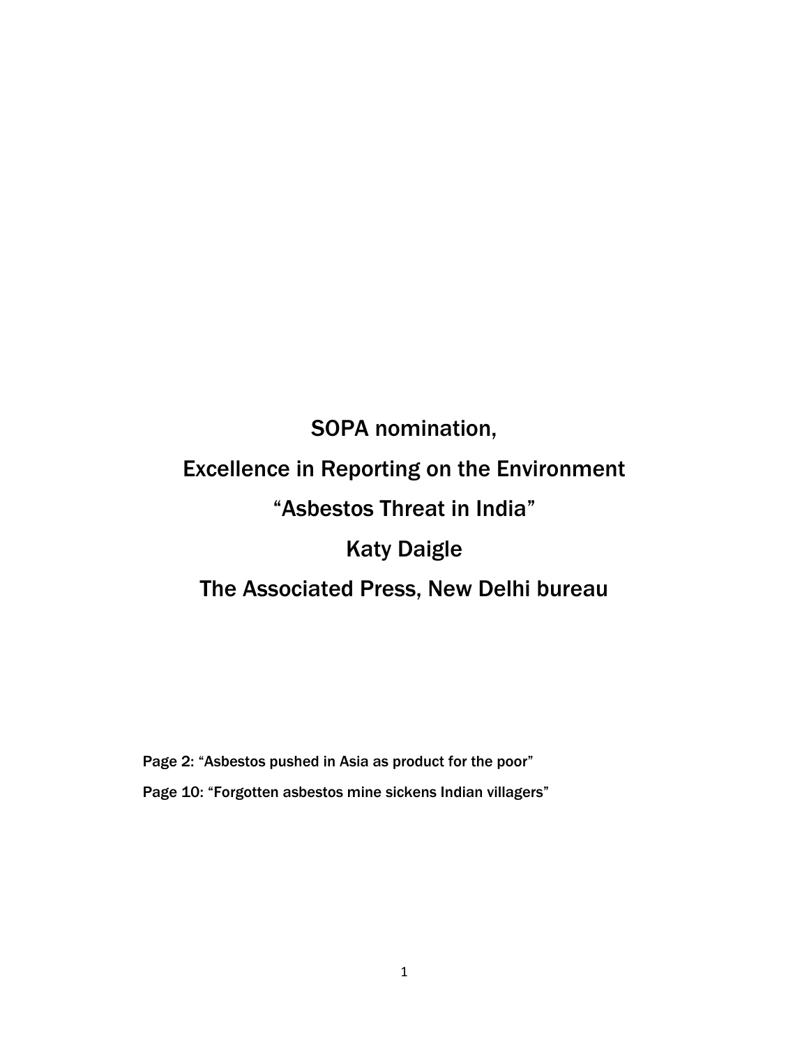# SOPA nomination,

# Excellence in Reporting on the Environment

# “Asbestos Threat in India”

# Katy Daigle

# The Associated Press, New Delhi bureau

Page 2: “Asbestos pushed in Asia as product for the poor”

Page 10: “Forgotten asbestos mine sickens Indian villagers”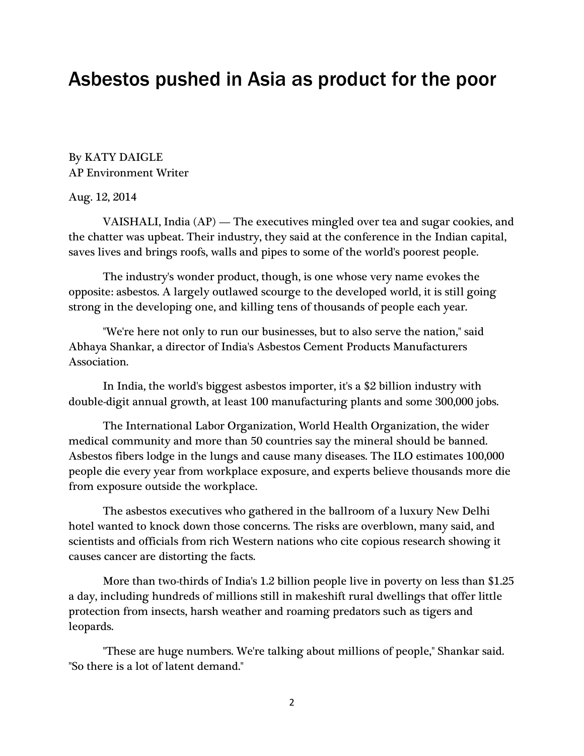# Asbestos pushed in Asia as product for the poor

By KATY DAIGLE
AP Environment Writer

Aug. 12, 2014

VAISHALI, India (AP) — The executives mingled over tea and sugar cookies, and the chatter was upbeat. Their industry, they said at the conference in the Indian capital, saves lives and brings roofs, walls and pipes to some of the world's poorest people.

The industry's wonder product, though, is one whose very name evokes the opposite: asbestos. A largely outlawed scourge to the developed world, it is still going strong in the developing one, and killing tens of thousands of people each year.

"We're here not only to run our businesses, but to also serve the nation," said Abhaya Shankar, a director of India's Asbestos Cement Products Manufacturers Association.

In India, the world's biggest asbestos importer, it's a $2 billion industry with double-digit annual growth, at least 100 manufacturing plants and some 300,000 jobs.

The International Labor Organization, World Health Organization, the wider medical community and more than 50 countries say the mineral should be banned. Asbestos fibers lodge in the lungs and cause many diseases. The ILO estimates 100,000 people die every year from workplace exposure, and experts believe thousands more die from exposure outside the workplace.

The asbestos executives who gathered in the ballroom of a luxury New Delhi hotel wanted to knock down those concerns. The risks are overblown, many said, and scientists and officials from rich Western nations who cite copious research showing it causes cancer are distorting the facts.

More than two-thirds of India's 1.2 billion people live in poverty on less than $1.25 a day, including hundreds of millions still in makeshift rural dwellings that offer little protection from insects, harsh weather and roaming predators such as tigers and leopards.

"These are huge numbers. We're talking about millions of people," Shankar said. "So there is a lot of latent demand."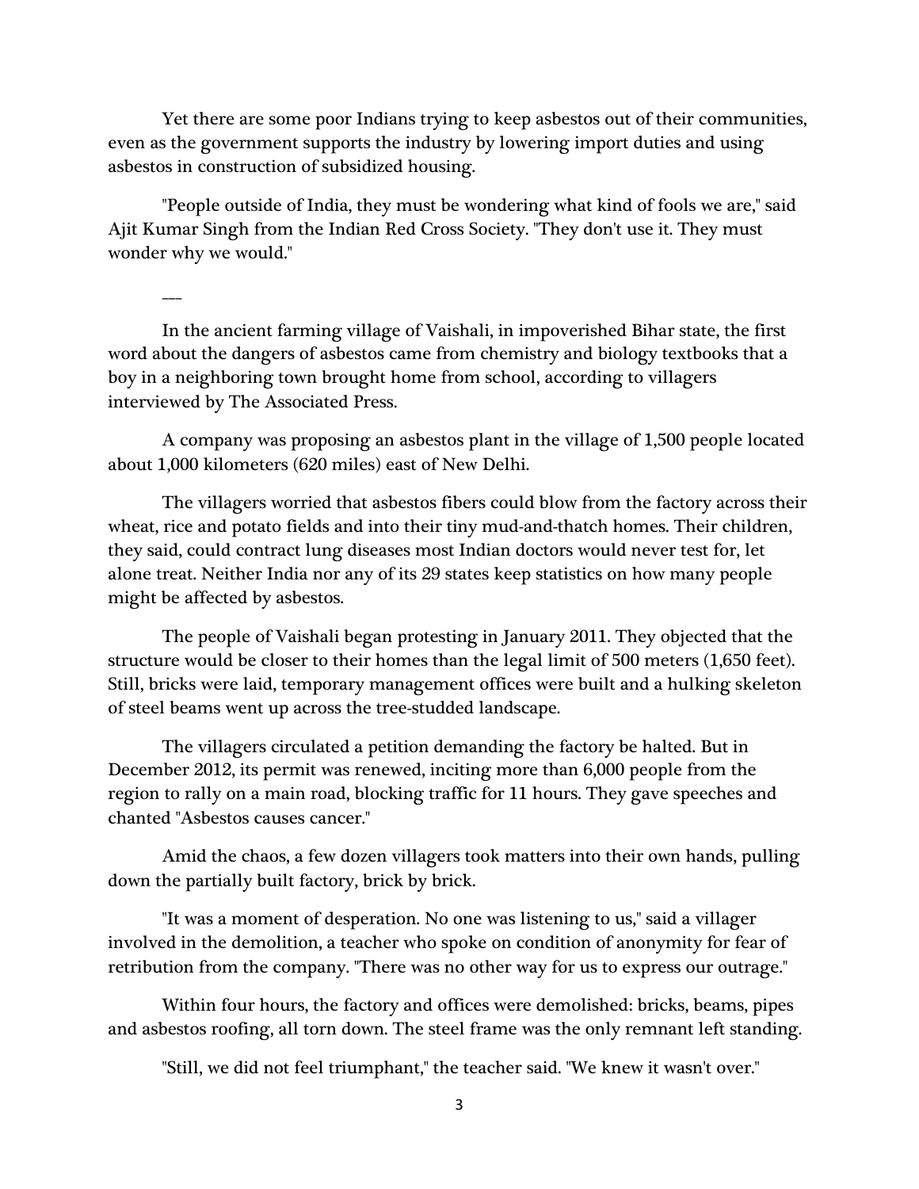Yet there are some poor Indians trying to keep asbestos out of their communities, even as the government supports the industry by lowering import duties and using asbestos in construction of subsidized housing.

"People outside of India, they must be wondering what kind of fools we are," said Ajit Kumar Singh from the Indian Red Cross Society. "They don't use it. They must wonder why we would."

—

In the ancient farming village of Vaishali, in impoverished Bihar state, the first word about the dangers of asbestos came from chemistry and biology textbooks that a boy in a neighboring town brought home from school, according to villagers interviewed by The Associated Press.

A company was proposing an asbestos plant in the village of 1,500 people located about 1,000 kilometers (620 miles) east of New Delhi.

The villagers worried that asbestos fibers could blow from the factory across their wheat, rice and potato fields and into their tiny mud-and-thatch homes. Their children, they said, could contract lung diseases most Indian doctors would never test for, let alone treat. Neither India nor any of its 29 states keep statistics on how many people might be affected by asbestos.

The people of Vaishali began protesting in January 2011. They objected that the structure would be closer to their homes than the legal limit of 500 meters (1,650 feet). Still, bricks were laid, temporary management offices were built and a hulking skeleton of steel beams went up across the tree-studded landscape.

The villagers circulated a petition demanding the factory be halted. But in December 2012, its permit was renewed, inciting more than 6,000 people from the region to rally on a main road, blocking traffic for 11 hours. They gave speeches and chanted "Asbestos causes cancer."

Amid the chaos, a few dozen villagers took matters into their own hands, pulling down the partially built factory, brick by brick.

"It was a moment of desperation. No one was listening to us," said a villager involved in the demolition, a teacher who spoke on condition of anonymity for fear of retribution from the company. "There was no other way for us to express our outrage."

Within four hours, the factory and offices were demolished: bricks, beams, pipes and asbestos roofing, all torn down. The steel frame was the only remnant left standing.

"Still, we did not feel triumphant," the teacher said. "We knew it wasn't over."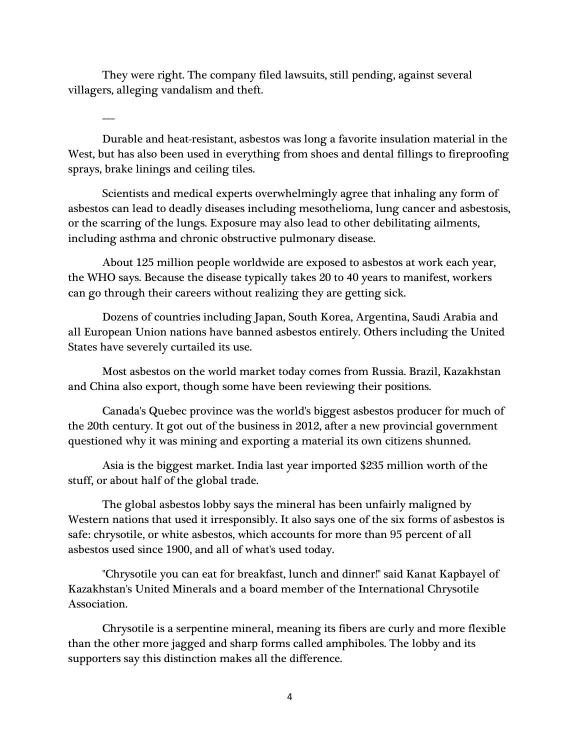They were right. The company filed lawsuits, still pending, against several villagers, alleging vandalism and theft.

—

Durable and heat-resistant, asbestos was long a favorite insulation material in the West, but has also been used in everything from shoes and dental fillings to fireproofing sprays, brake linings and ceiling tiles.

Scientists and medical experts overwhelmingly agree that inhaling any form of asbestos can lead to deadly diseases including mesothelioma, lung cancer and asbestosis, or the scarring of the lungs. Exposure may also lead to other debilitating ailments, including asthma and chronic obstructive pulmonary disease.

About 125 million people worldwide are exposed to asbestos at work each year, the WHO says. Because the disease typically takes 20 to 40 years to manifest, workers can go through their careers without realizing they are getting sick.

Dozens of countries including Japan, South Korea, Argentina, Saudi Arabia and all European Union nations have banned asbestos entirely. Others including the United States have severely curtailed its use.

Most asbestos on the world market today comes from Russia. Brazil, Kazakhstan and China also export, though some have been reviewing their positions.

Canada's Quebec province was the world's biggest asbestos producer for much of the 20th century. It got out of the business in 2012, after a new provincial government questioned why it was mining and exporting a material its own citizens shunned.

Asia is the biggest market. India last year imported $235 million worth of the stuff, or about half of the global trade.

The global asbestos lobby says the mineral has been unfairly maligned by Western nations that used it irresponsibly. It also says one of the six forms of asbestos is safe: chrysotile, or white asbestos, which accounts for more than 95 percent of all asbestos used since 1900, and all of what's used today.

"Chrysotile you can eat for breakfast, lunch and dinner!" said Kanat Kapbayel of Kazakhstan's United Minerals and a board member of the International Chrysotile Association.

Chrysotile is a serpentine mineral, meaning its fibers are curly and more flexible than the other more jagged and sharp forms called amphiboles. The lobby and its supporters say this distinction makes all the difference.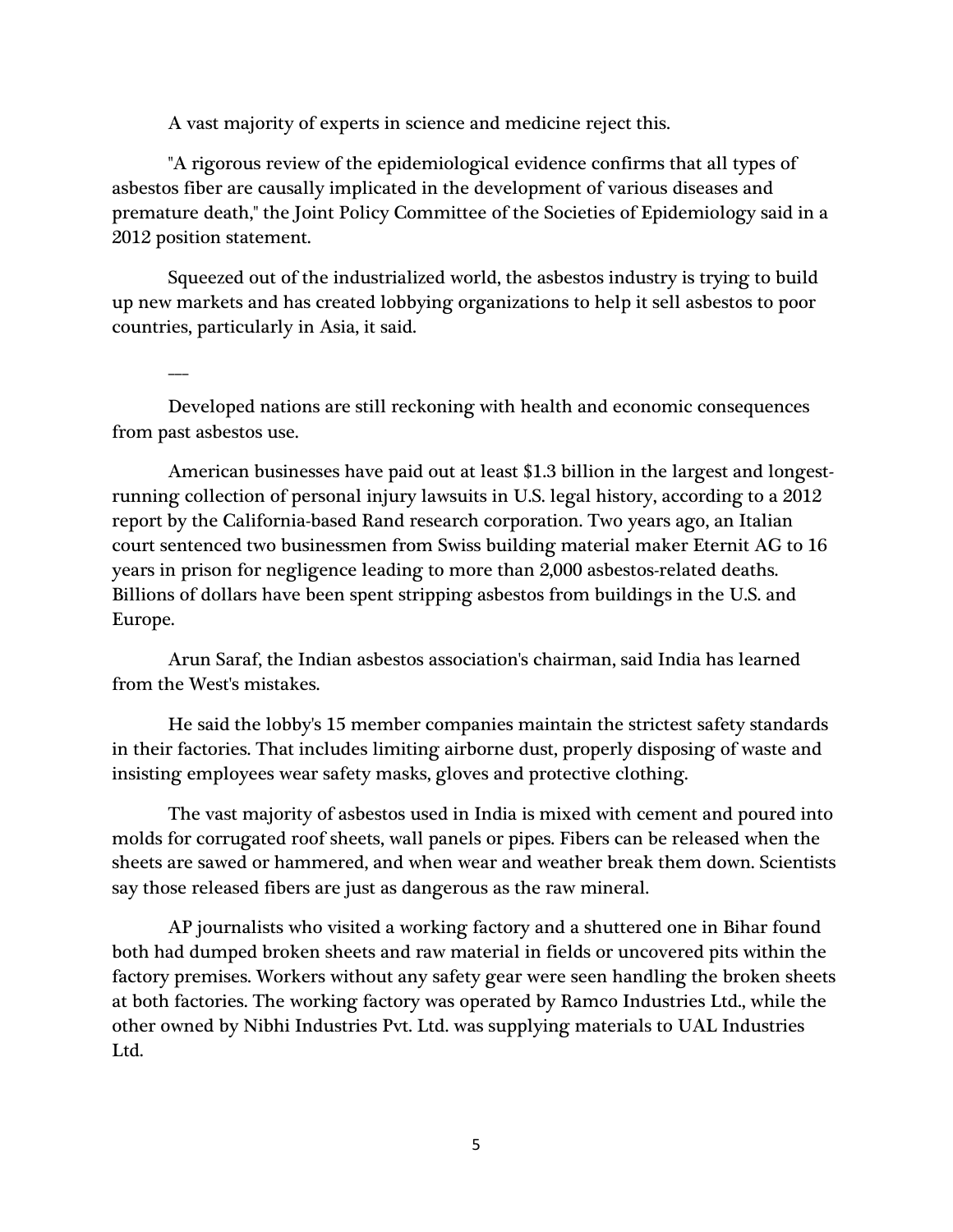A vast majority of experts in science and medicine reject this.

"A rigorous review of the epidemiological evidence confirms that all types of asbestos fiber are causally implicated in the development of various diseases and premature death," the Joint Policy Committee of the Societies of Epidemiology said in a 2012 position statement.

Squeezed out of the industrialized world, the asbestos industry is trying to build up new markets and has created lobbying organizations to help it sell asbestos to poor countries, particularly in Asia, it said.

—

Developed nations are still reckoning with health and economic consequences from past asbestos use.

American businesses have paid out at least $1.3 billion in the largest and longest-running collection of personal injury lawsuits in U.S. legal history, according to a 2012 report by the California-based Rand research corporation. Two years ago, an Italian court sentenced two businessmen from Swiss building material maker Eternit AG to 16 years in prison for negligence leading to more than 2,000 asbestos-related deaths. Billions of dollars have been spent stripping asbestos from buildings in the U.S. and Europe.

Arun Saraf, the Indian asbestos association's chairman, said India has learned from the West's mistakes.

He said the lobby's 15 member companies maintain the strictest safety standards in their factories. That includes limiting airborne dust, properly disposing of waste and insisting employees wear safety masks, gloves and protective clothing.

The vast majority of asbestos used in India is mixed with cement and poured into molds for corrugated roof sheets, wall panels or pipes. Fibers can be released when the sheets are sawed or hammered, and when wear and weather break them down. Scientists say those released fibers are just as dangerous as the raw mineral.

AP journalists who visited a working factory and a shuttered one in Bihar found both had dumped broken sheets and raw material in fields or uncovered pits within the factory premises. Workers without any safety gear were seen handling the broken sheets at both factories. The working factory was operated by Ramco Industries Ltd., while the other owned by Nibhi Industries Pvt. Ltd. was supplying materials to UAL Industries Ltd.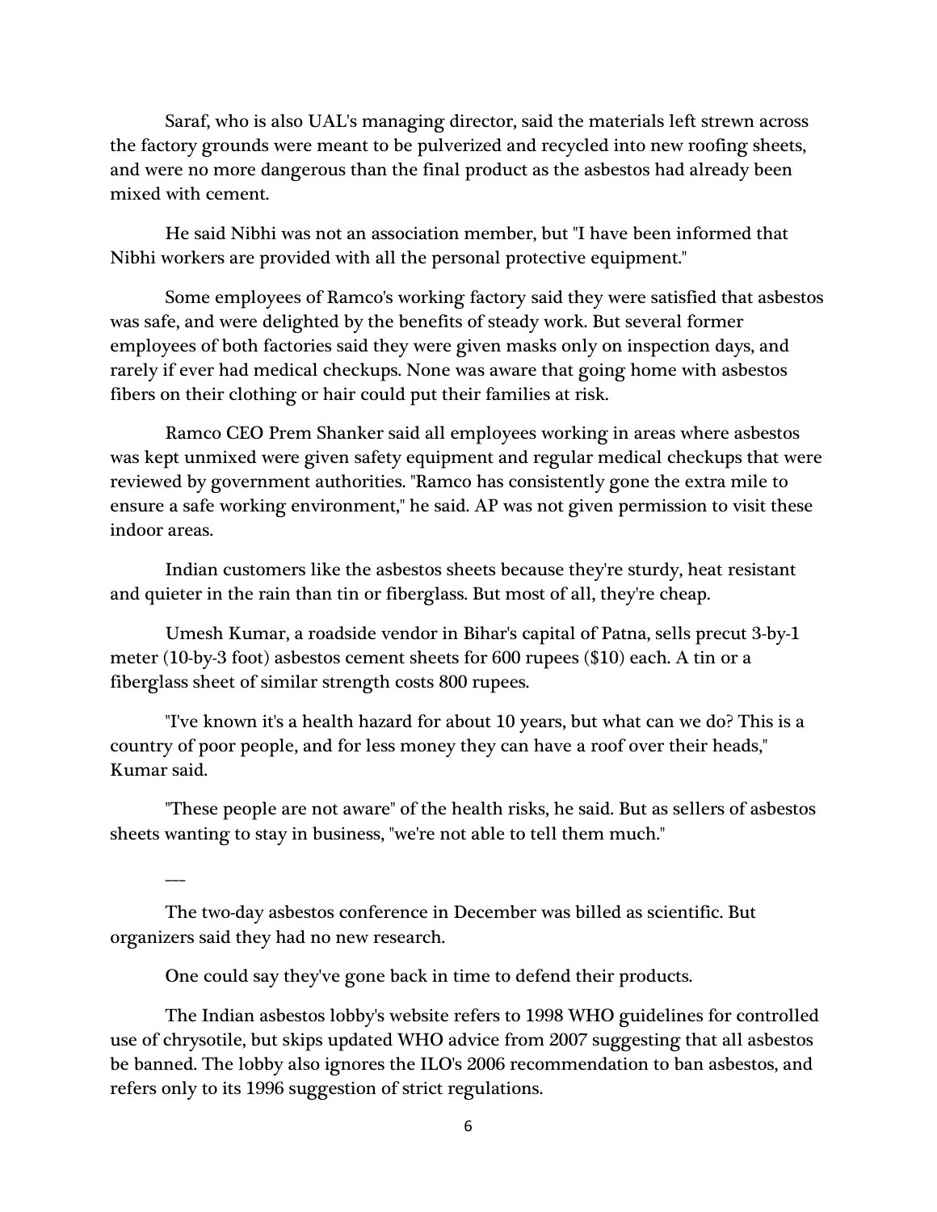Saraf, who is also UAL's managing director, said the materials left strewn across the factory grounds were meant to be pulverized and recycled into new roofing sheets, and were no more dangerous than the final product as the asbestos had already been mixed with cement.

He said Nibhi was not an association member, but "I have been informed that Nibhi workers are provided with all the personal protective equipment."

Some employees of Ramco's working factory said they were satisfied that asbestos was safe, and were delighted by the benefits of steady work. But several former employees of both factories said they were given masks only on inspection days, and rarely if ever had medical checkups. None was aware that going home with asbestos fibers on their clothing or hair could put their families at risk.

Ramco CEO Prem Shanker said all employees working in areas where asbestos was kept unmixed were given safety equipment and regular medical checkups that were reviewed by government authorities. "Ramco has consistently gone the extra mile to ensure a safe working environment," he said. AP was not given permission to visit these indoor areas.

Indian customers like the asbestos sheets because they're sturdy, heat resistant and quieter in the rain than tin or fiberglass. But most of all, they're cheap.

Umesh Kumar, a roadside vendor in Bihar's capital of Patna, sells precut 3-by-1 meter (10-by-3 foot) asbestos cement sheets for 600 rupees ($10) each. A tin or a fiberglass sheet of similar strength costs 800 rupees.

"I've known it's a health hazard for about 10 years, but what can we do? This is a country of poor people, and for less money they can have a roof over their heads," Kumar said.

"These people are not aware" of the health risks, he said. But as sellers of asbestos sheets wanting to stay in business, "we're not able to tell them much."

\___

The two-day asbestos conference in December was billed as scientific. But organizers said they had no new research.

One could say they've gone back in time to defend their products.

The Indian asbestos lobby's website refers to 1998 WHO guidelines for controlled use of chrysotile, but skips updated WHO advice from 2007 suggesting that all asbestos be banned. The lobby also ignores the ILO's 2006 recommendation to ban asbestos, and refers only to its 1996 suggestion of strict regulations.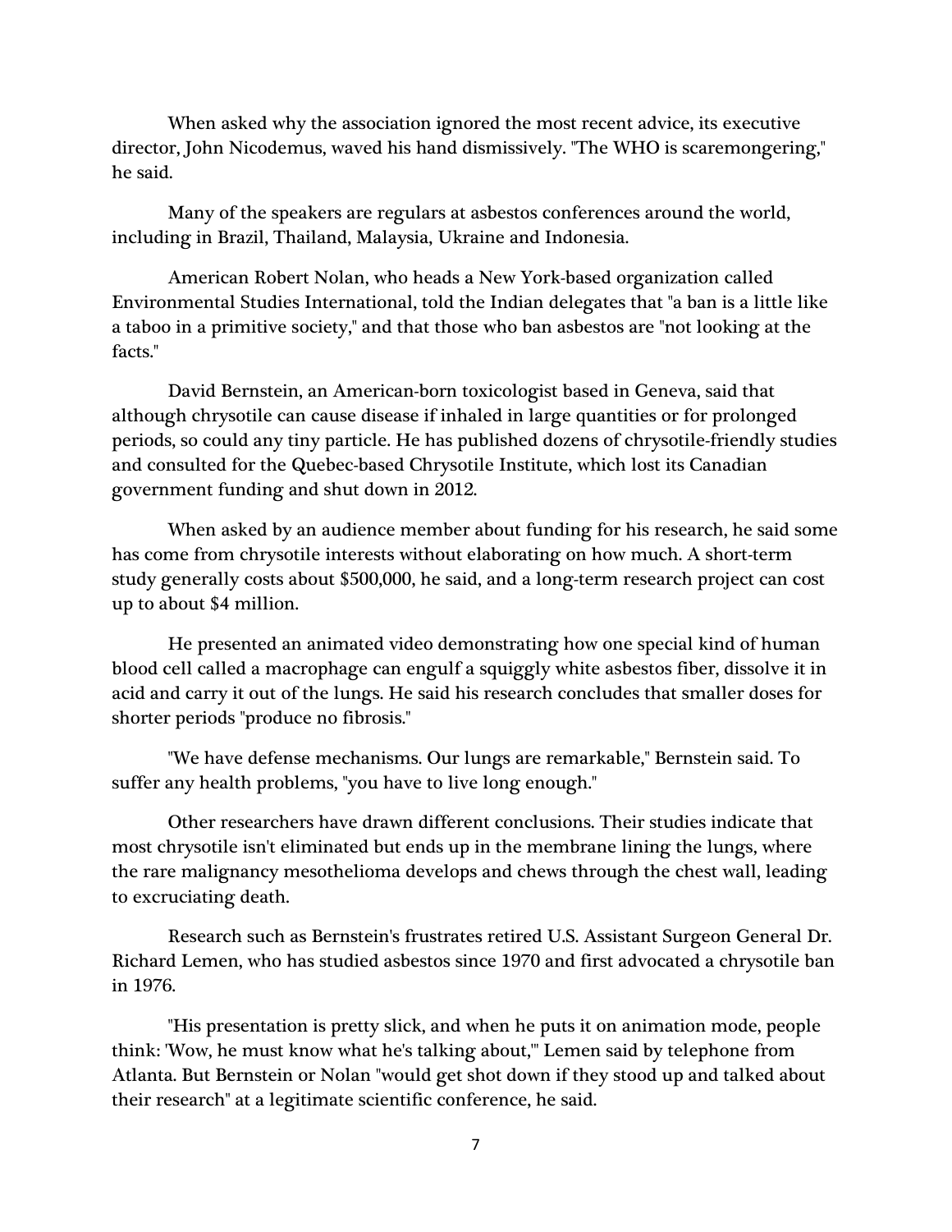When asked why the association ignored the most recent advice, its executive director, John Nicodemus, waved his hand dismissively. "The WHO is scaremongering," he said.

Many of the speakers are regulars at asbestos conferences around the world, including in Brazil, Thailand, Malaysia, Ukraine and Indonesia.

American Robert Nolan, who heads a New York-based organization called Environmental Studies International, told the Indian delegates that "a ban is a little like a taboo in a primitive society," and that those who ban asbestos are "not looking at the facts."

David Bernstein, an American-born toxicologist based in Geneva, said that although chrysotile can cause disease if inhaled in large quantities or for prolonged periods, so could any tiny particle. He has published dozens of chrysotile-friendly studies and consulted for the Quebec-based Chrysotile Institute, which lost its Canadian government funding and shut down in 2012.

When asked by an audience member about funding for his research, he said some has come from chrysotile interests without elaborating on how much. A short-term study generally costs about $500,000, he said, and a long-term research project can cost up to about $4 million.

He presented an animated video demonstrating how one special kind of human blood cell called a macrophage can engulf a squiggly white asbestos fiber, dissolve it in acid and carry it out of the lungs. He said his research concludes that smaller doses for shorter periods "produce no fibrosis."

"We have defense mechanisms. Our lungs are remarkable," Bernstein said. To suffer any health problems, "you have to live long enough."

Other researchers have drawn different conclusions. Their studies indicate that most chrysotile isn't eliminated but ends up in the membrane lining the lungs, where the rare malignancy mesothelioma develops and chews through the chest wall, leading to excruciating death.

Research such as Bernstein's frustrates retired U.S. Assistant Surgeon General Dr. Richard Lemen, who has studied asbestos since 1970 and first advocated a chrysotile ban in 1976.

"His presentation is pretty slick, and when he puts it on animation mode, people think: 'Wow, he must know what he's talking about,'" Lemen said by telephone from Atlanta. But Bernstein or Nolan "would get shot down if they stood up and talked about their research" at a legitimate scientific conference, he said.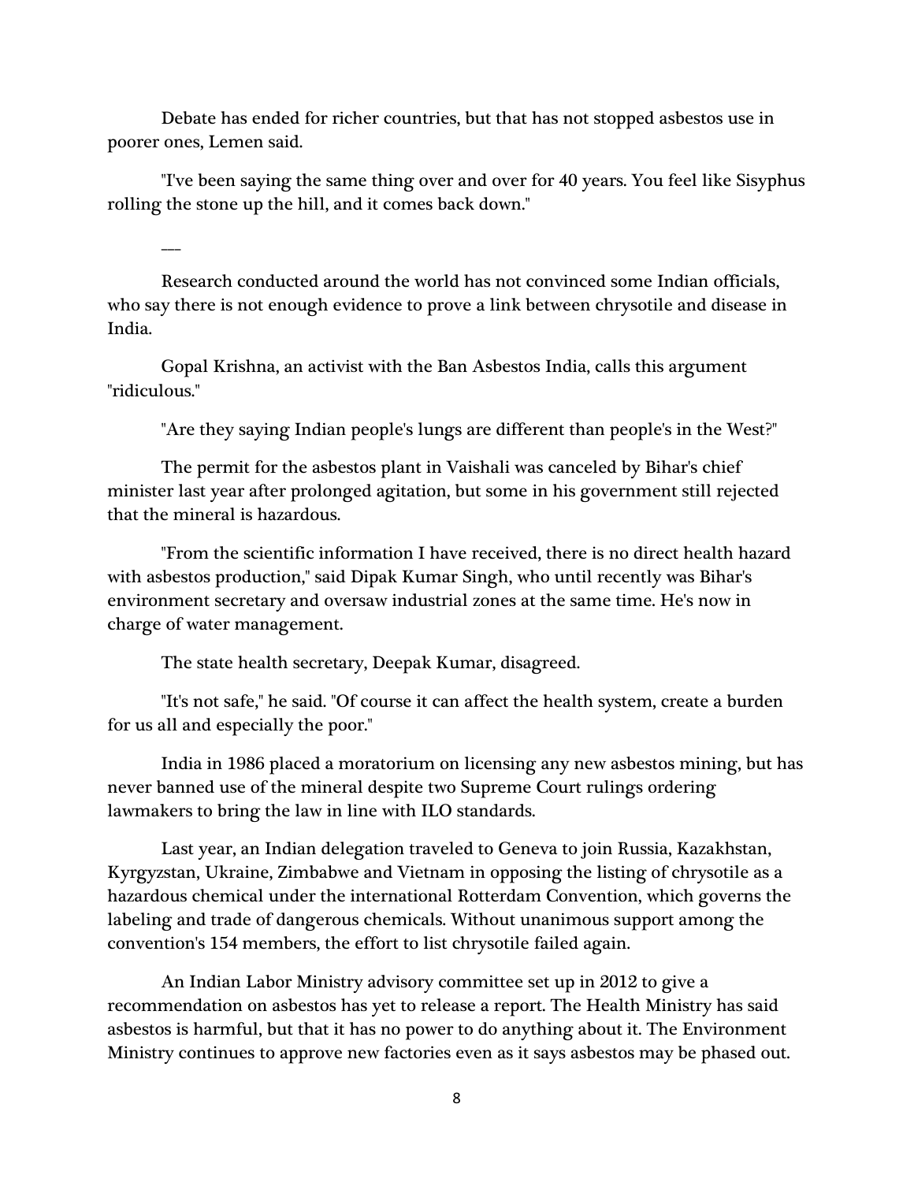Debate has ended for richer countries, but that has not stopped asbestos use in poorer ones, Lemen said.

"I've been saying the same thing over and over for 40 years. You feel like Sisyphus rolling the stone up the hill, and it comes back down."

—

Research conducted around the world has not convinced some Indian officials, who say there is not enough evidence to prove a link between chrysotile and disease in India.

Gopal Krishna, an activist with the Ban Asbestos India, calls this argument "ridiculous."

"Are they saying Indian people's lungs are different than people's in the West?"

The permit for the asbestos plant in Vaishali was canceled by Bihar's chief minister last year after prolonged agitation, but some in his government still rejected that the mineral is hazardous.

"From the scientific information I have received, there is no direct health hazard with asbestos production," said Dipak Kumar Singh, who until recently was Bihar's environment secretary and oversaw industrial zones at the same time. He's now in charge of water management.

The state health secretary, Deepak Kumar, disagreed.

"It's not safe," he said. "Of course it can affect the health system, create a burden for us all and especially the poor."

India in 1986 placed a moratorium on licensing any new asbestos mining, but has never banned use of the mineral despite two Supreme Court rulings ordering lawmakers to bring the law in line with ILO standards.

Last year, an Indian delegation traveled to Geneva to join Russia, Kazakhstan, Kyrgyzstan, Ukraine, Zimbabwe and Vietnam in opposing the listing of chrysotile as a hazardous chemical under the international Rotterdam Convention, which governs the labeling and trade of dangerous chemicals. Without unanimous support among the convention's 154 members, the effort to list chrysotile failed again.

An Indian Labor Ministry advisory committee set up in 2012 to give a recommendation on asbestos has yet to release a report. The Health Ministry has said asbestos is harmful, but that it has no power to do anything about it. The Environment Ministry continues to approve new factories even as it says asbestos may be phased out.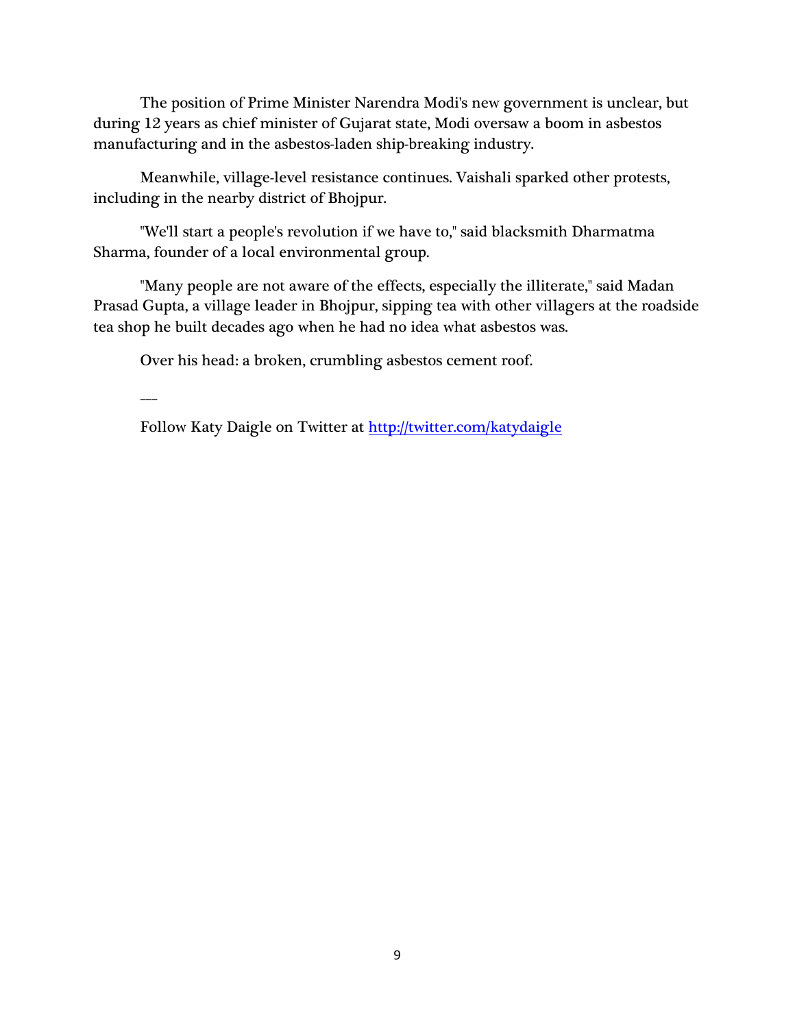The position of Prime Minister Narendra Modi's new government is unclear, but during 12 years as chief minister of Gujarat state, Modi oversaw a boom in asbestos manufacturing and in the asbestos-laden ship-breaking industry.

Meanwhile, village-level resistance continues. Vaishali sparked other protests, including in the nearby district of Bhojpur.

"We'll start a people's revolution if we have to," said blacksmith Dharmatma Sharma, founder of a local environmental group.

"Many people are not aware of the effects, especially the illiterate," said Madan Prasad Gupta, a village leader in Bhojpur, sipping tea with other villagers at the roadside tea shop he built decades ago when he had no idea what asbestos was.

Over his head: a broken, crumbling asbestos cement roof.

\_\_\_

Follow Katy Daigle on Twitter at [http://twitter.com/katydaigle](http://twitter.com/katydaigle)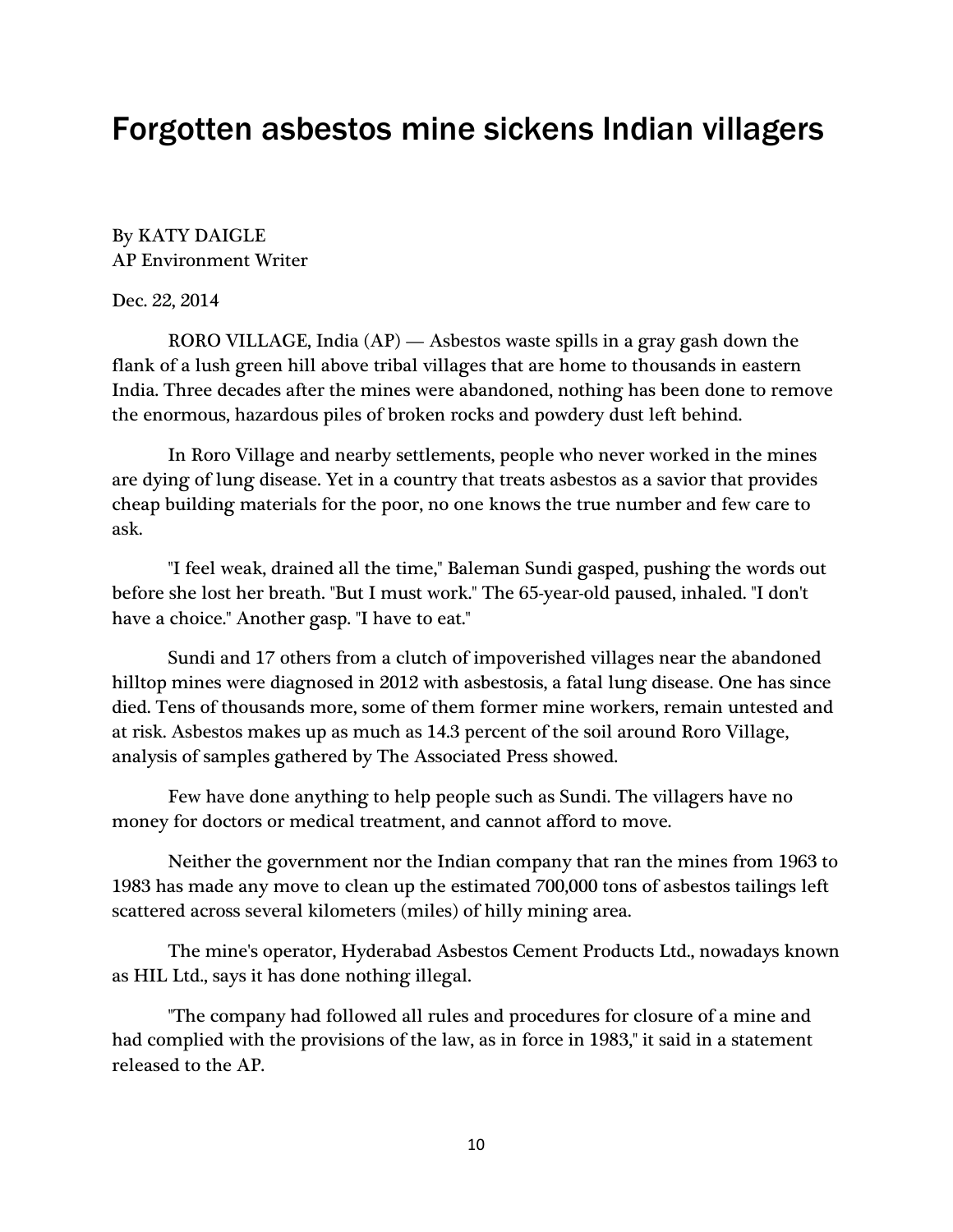# Forgotten asbestos mine sickens Indian villagers

By KATY DAIGLE
AP Environment Writer

Dec. 22, 2014

RORO VILLAGE, India (AP) — Asbestos waste spills in a gray gash down the flank of a lush green hill above tribal villages that are home to thousands in eastern India. Three decades after the mines were abandoned, nothing has been done to remove the enormous, hazardous piles of broken rocks and powdery dust left behind.

In Roro Village and nearby settlements, people who never worked in the mines are dying of lung disease. Yet in a country that treats asbestos as a savior that provides cheap building materials for the poor, no one knows the true number and few care to ask.

"I feel weak, drained all the time," Baleman Sundi gasped, pushing the words out before she lost her breath. "But I must work." The 65-year-old paused, inhaled. "I don't have a choice." Another gasp. "I have to eat."

Sundi and 17 others from a clutch of impoverished villages near the abandoned hilltop mines were diagnosed in 2012 with asbestosis, a fatal lung disease. One has since died. Tens of thousands more, some of them former mine workers, remain untested and at risk. Asbestos makes up as much as 14.3 percent of the soil around Roro Village, analysis of samples gathered by The Associated Press showed.

Few have done anything to help people such as Sundi. The villagers have no money for doctors or medical treatment, and cannot afford to move.

Neither the government nor the Indian company that ran the mines from 1963 to 1983 has made any move to clean up the estimated 700,000 tons of asbestos tailings left scattered across several kilometers (miles) of hilly mining area.

The mine's operator, Hyderabad Asbestos Cement Products Ltd., nowadays known as HIL Ltd., says it has done nothing illegal.

"The company had followed all rules and procedures for closure of a mine and had complied with the provisions of the law, as in force in 1983," it said in a statement released to the AP.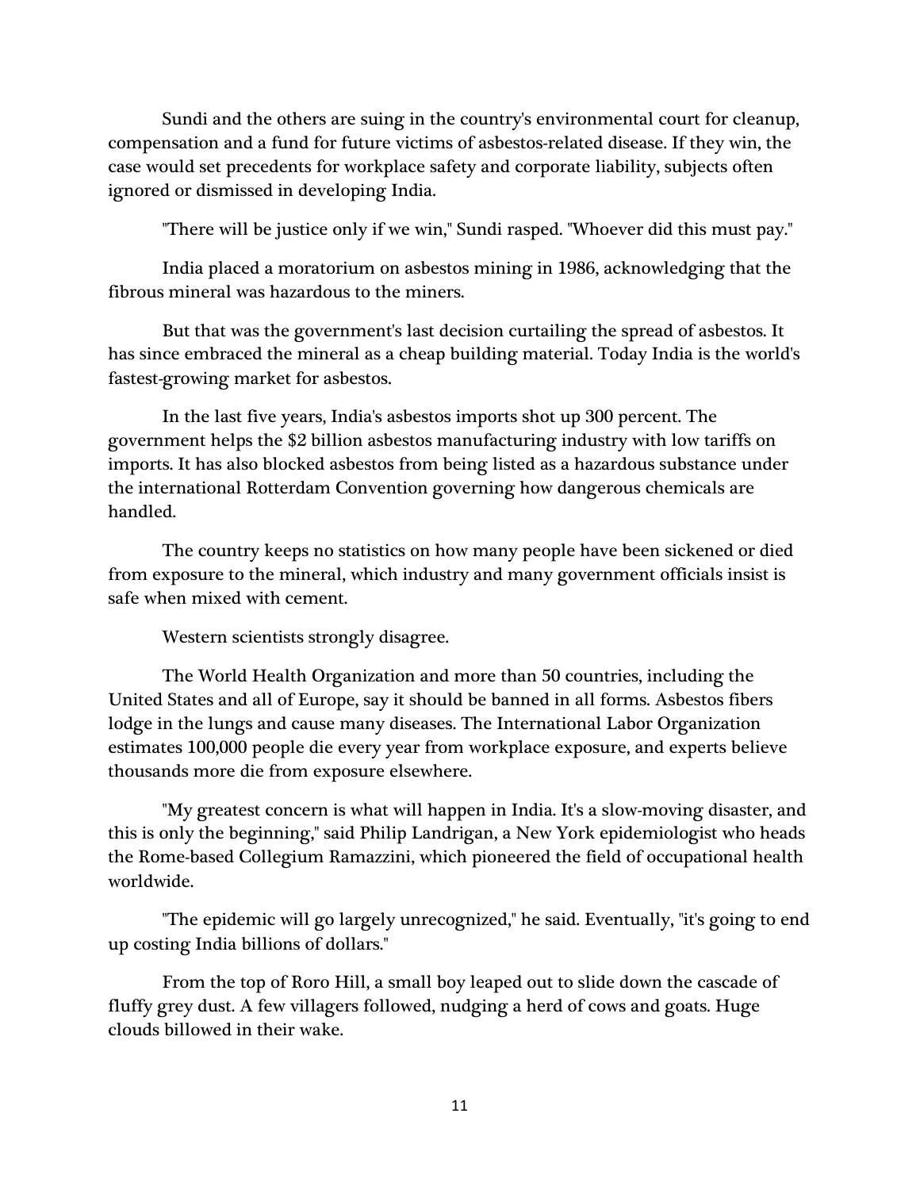Sundi and the others are suing in the country's environmental court for cleanup, compensation and a fund for future victims of asbestos-related disease. If they win, the case would set precedents for workplace safety and corporate liability, subjects often ignored or dismissed in developing India.

"There will be justice only if we win," Sundi rasped. "Whoever did this must pay."

India placed a moratorium on asbestos mining in 1986, acknowledging that the fibrous mineral was hazardous to the miners.

But that was the government's last decision curtailing the spread of asbestos. It has since embraced the mineral as a cheap building material. Today India is the world's fastest-growing market for asbestos.

In the last five years, India's asbestos imports shot up 300 percent. The government helps the $2 billion asbestos manufacturing industry with low tariffs on imports. It has also blocked asbestos from being listed as a hazardous substance under the international Rotterdam Convention governing how dangerous chemicals are handled.

The country keeps no statistics on how many people have been sickened or died from exposure to the mineral, which industry and many government officials insist is safe when mixed with cement.

Western scientists strongly disagree.

The World Health Organization and more than 50 countries, including the United States and all of Europe, say it should be banned in all forms. Asbestos fibers lodge in the lungs and cause many diseases. The International Labor Organization estimates 100,000 people die every year from workplace exposure, and experts believe thousands more die from exposure elsewhere.

"My greatest concern is what will happen in India. It's a slow-moving disaster, and this is only the beginning," said Philip Landrigan, a New York epidemiologist who heads the Rome-based Collegium Ramazzini, which pioneered the field of occupational health worldwide.

"The epidemic will go largely unrecognized," he said. Eventually, "it's going to end up costing India billions of dollars."

From the top of Roro Hill, a small boy leaped out to slide down the cascade of fluffy grey dust. A few villagers followed, nudging a herd of cows and goats. Huge clouds billowed in their wake.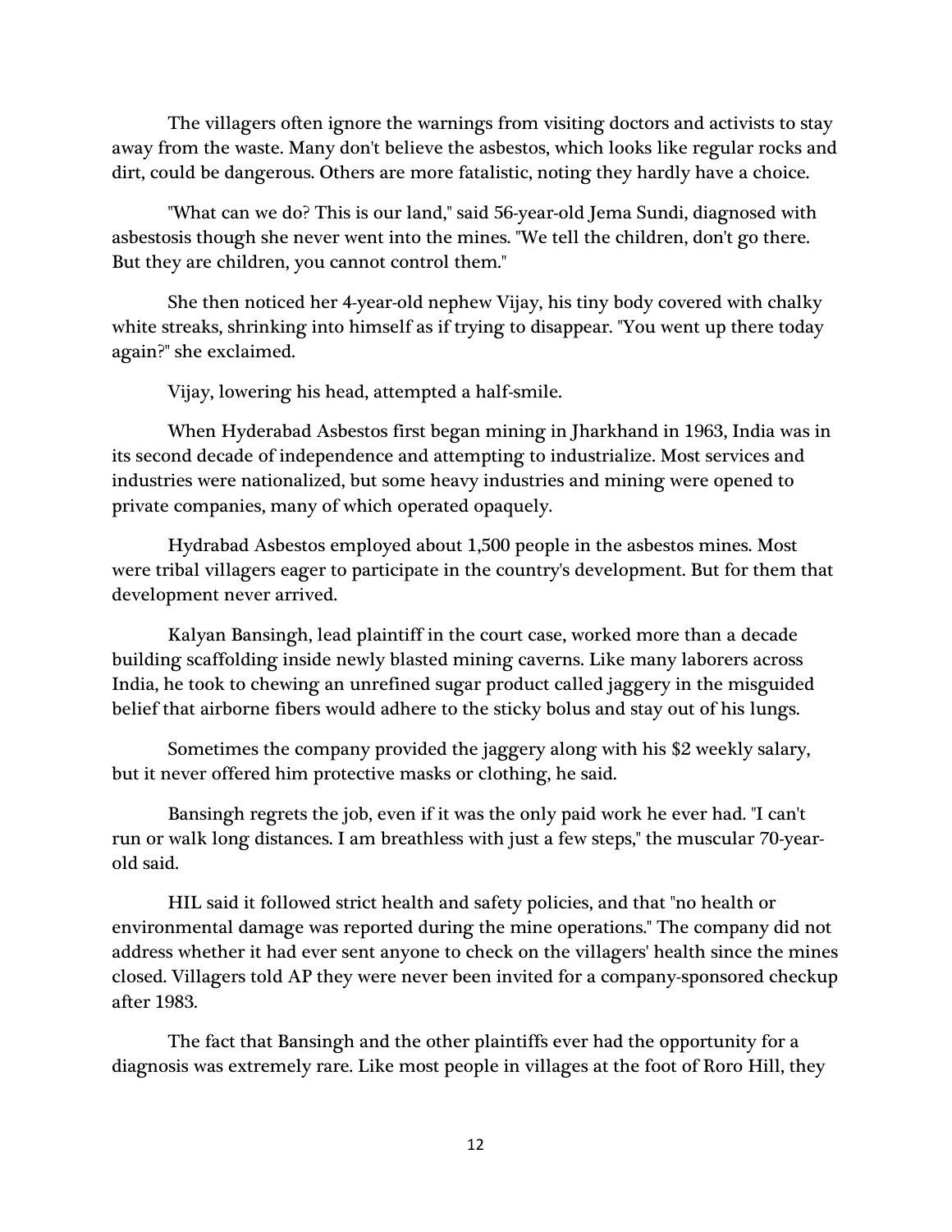The villagers often ignore the warnings from visiting doctors and activists to stay away from the waste. Many don't believe the asbestos, which looks like regular rocks and dirt, could be dangerous. Others are more fatalistic, noting they hardly have a choice.

"What can we do? This is our land," said 56-year-old Jema Sundi, diagnosed with asbestosis though she never went into the mines. "We tell the children, don't go there. But they are children, you cannot control them."

She then noticed her 4-year-old nephew Vijay, his tiny body covered with chalky white streaks, shrinking into himself as if trying to disappear. "You went up there today again?" she exclaimed.

Vijay, lowering his head, attempted a half-smile.

When Hyderabad Asbestos first began mining in Jharkhand in 1963, India was in its second decade of independence and attempting to industrialize. Most services and industries were nationalized, but some heavy industries and mining were opened to private companies, many of which operated opaquely.

Hydrabad Asbestos employed about 1,500 people in the asbestos mines. Most were tribal villagers eager to participate in the country's development. But for them that development never arrived.

Kalyan Bansingh, lead plaintiff in the court case, worked more than a decade building scaffolding inside newly blasted mining caverns. Like many laborers across India, he took to chewing an unrefined sugar product called jaggery in the misguided belief that airborne fibers would adhere to the sticky bolus and stay out of his lungs.

Sometimes the company provided the jaggery along with his $2 weekly salary, but it never offered him protective masks or clothing, he said.

Bansingh regrets the job, even if it was the only paid work he ever had. "I can't run or walk long distances. I am breathless with just a few steps," the muscular 70-year-old said.

HIL said it followed strict health and safety policies, and that "no health or environmental damage was reported during the mine operations." The company did not address whether it had ever sent anyone to check on the villagers' health since the mines closed. Villagers told AP they were never been invited for a company-sponsored checkup after 1983.

The fact that Bansingh and the other plaintiffs ever had the opportunity for a diagnosis was extremely rare. Like most people in villages at the foot of Roro Hill, they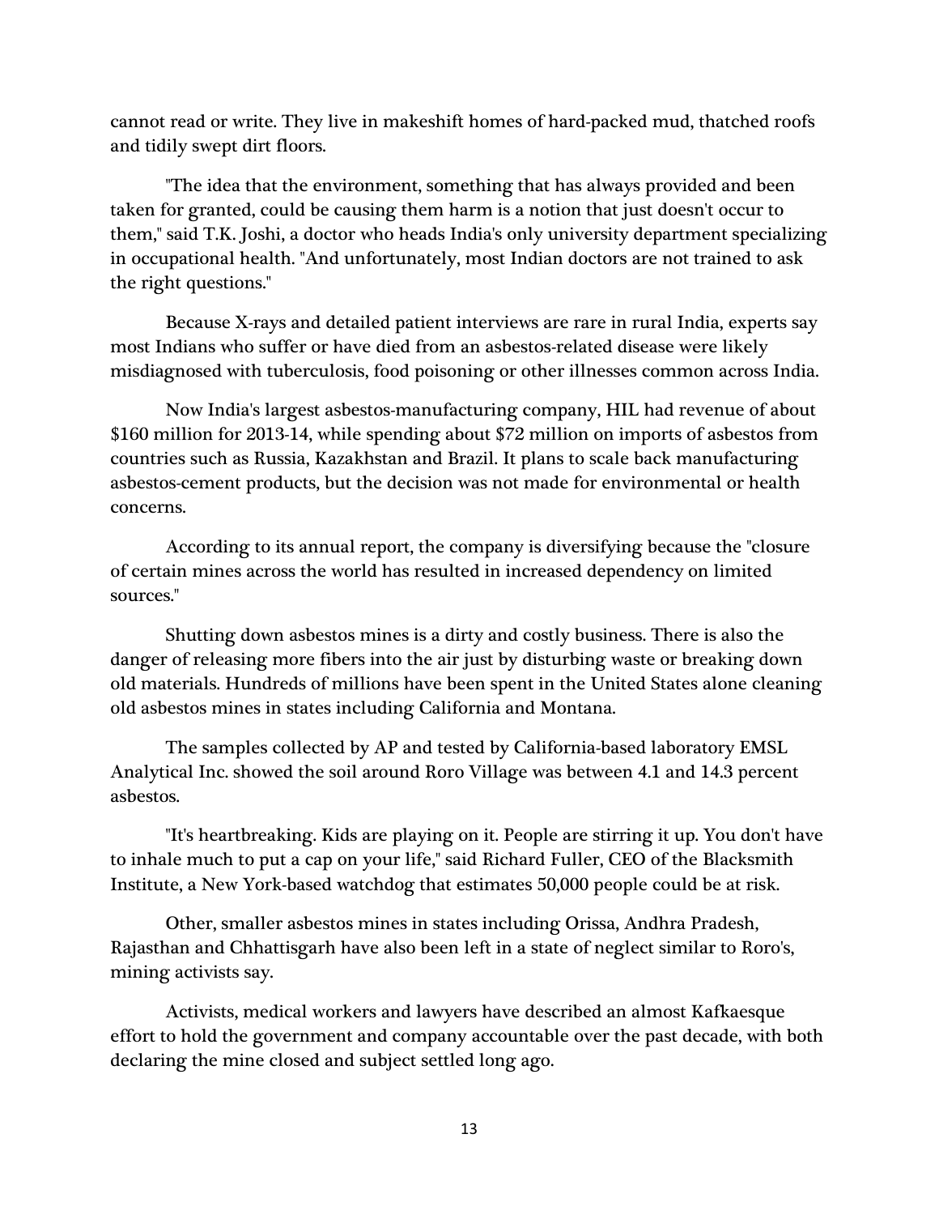cannot read or write. They live in makeshift homes of hard-packed mud, thatched roofs and tidily swept dirt floors.

"The idea that the environment, something that has always provided and been taken for granted, could be causing them harm is a notion that just doesn't occur to them," said T.K. Joshi, a doctor who heads India's only university department specializing in occupational health. "And unfortunately, most Indian doctors are not trained to ask the right questions."

Because X-rays and detailed patient interviews are rare in rural India, experts say most Indians who suffer or have died from an asbestos-related disease were likely misdiagnosed with tuberculosis, food poisoning or other illnesses common across India.

Now India's largest asbestos-manufacturing company, HIL had revenue of about $160 million for 2013-14, while spending about $72 million on imports of asbestos from countries such as Russia, Kazakhstan and Brazil. It plans to scale back manufacturing asbestos-cement products, but the decision was not made for environmental or health concerns.

According to its annual report, the company is diversifying because the "closure of certain mines across the world has resulted in increased dependency on limited sources."

Shutting down asbestos mines is a dirty and costly business. There is also the danger of releasing more fibers into the air just by disturbing waste or breaking down old materials. Hundreds of millions have been spent in the United States alone cleaning old asbestos mines in states including California and Montana.

The samples collected by AP and tested by California-based laboratory EMSL Analytical Inc. showed the soil around Roro Village was between 4.1 and 14.3 percent asbestos.

"It's heartbreaking. Kids are playing on it. People are stirring it up. You don't have to inhale much to put a cap on your life," said Richard Fuller, CEO of the Blacksmith Institute, a New York-based watchdog that estimates 50,000 people could be at risk.

Other, smaller asbestos mines in states including Orissa, Andhra Pradesh, Rajasthan and Chhattisgarh have also been left in a state of neglect similar to Roro's, mining activists say.

Activists, medical workers and lawyers have described an almost Kafkaesque effort to hold the government and company accountable over the past decade, with both declaring the mine closed and subject settled long ago.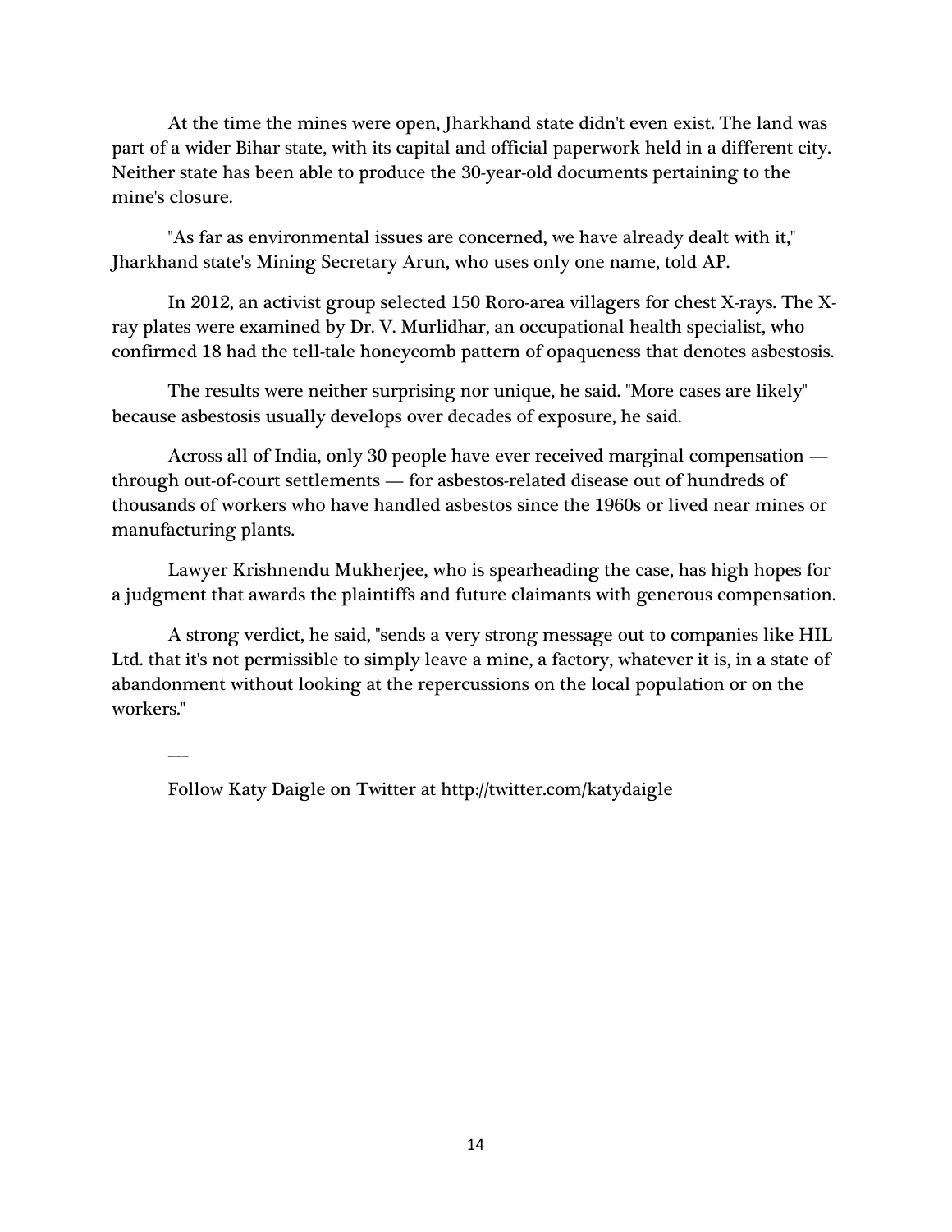At the time the mines were open, Jharkhand state didn't even exist. The land was part of a wider Bihar state, with its capital and official paperwork held in a different city. Neither state has been able to produce the 30-year-old documents pertaining to the mine's closure.

"As far as environmental issues are concerned, we have already dealt with it," Jharkhand state's Mining Secretary Arun, who uses only one name, told AP.

In 2012, an activist group selected 150 Roro-area villagers for chest X-rays. The X-ray plates were examined by Dr. V. Murlidhar, an occupational health specialist, who confirmed 18 had the tell-tale honeycomb pattern of opaqueness that denotes asbestosis.

The results were neither surprising nor unique, he said. "More cases are likely" because asbestosis usually develops over decades of exposure, he said.

Across all of India, only 30 people have ever received marginal compensation — through out-of-court settlements — for asbestos-related disease out of hundreds of thousands of workers who have handled asbestos since the 1960s or lived near mines or manufacturing plants.

Lawyer Krishnendu Mukherjee, who is spearheading the case, has high hopes for a judgment that awards the plaintiffs and future claimants with generous compensation.

A strong verdict, he said, "sends a very strong message out to companies like HIL Ltd. that it's not permissible to simply leave a mine, a factory, whatever it is, in a state of abandonment without looking at the repercussions on the local population or on the workers."

\_\_\_

Follow Katy Daigle on Twitter at http://twitter.com/katydaigle